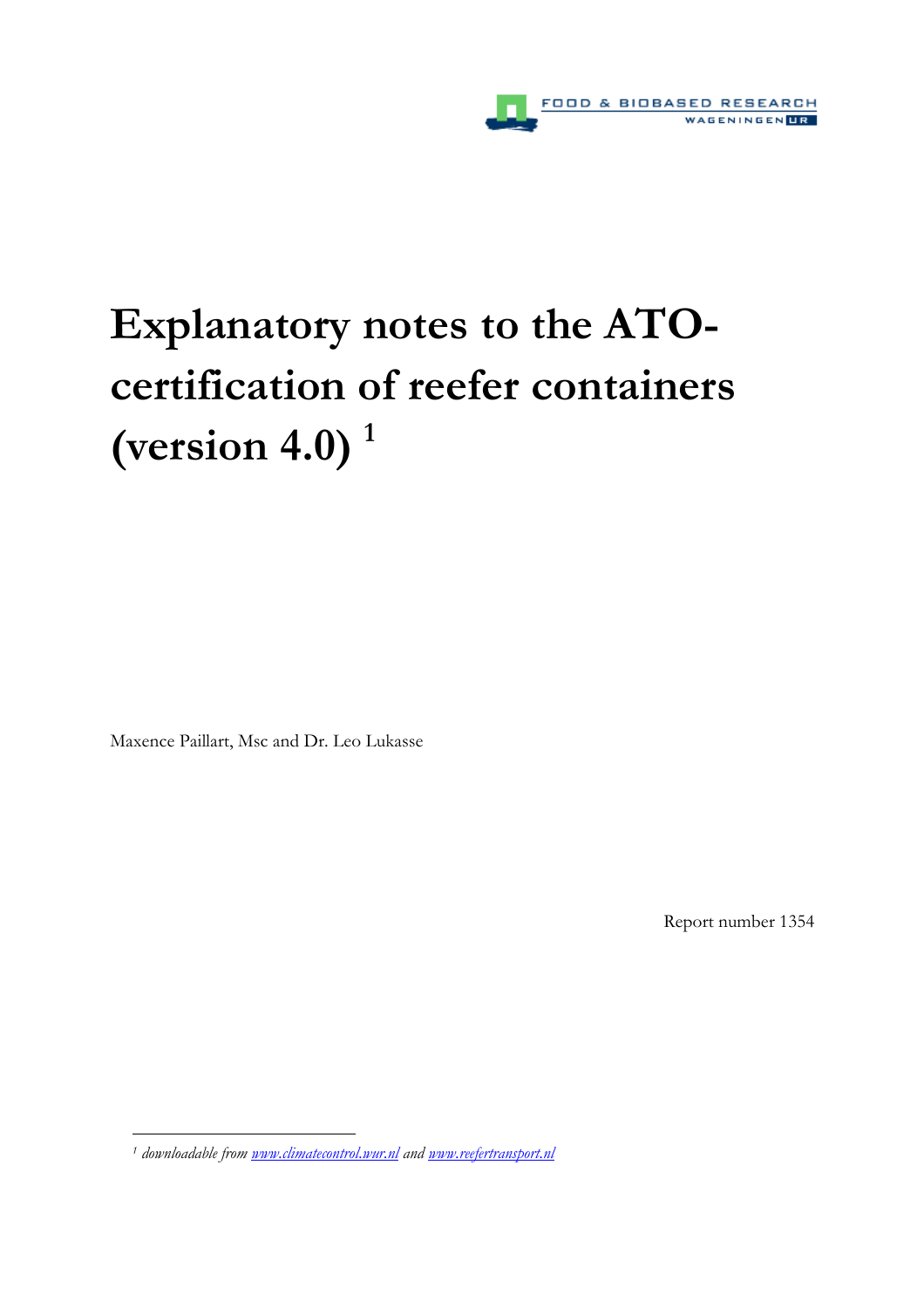FOOD & BIOBASED RESEARCH
WAGENINGEN UR

# Explanatory notes to the ATO-certification of reefer containers (version 4.0) [1]

Maxence Paillart, Msc and Dr. Leo Lukasse

Report number 1354

[1] *downloadable from [www.climatecontrol.wur.nl](www.climatecontrol.wur.nl) and [www.reefertransport.nl](www.reefertransport.nl)*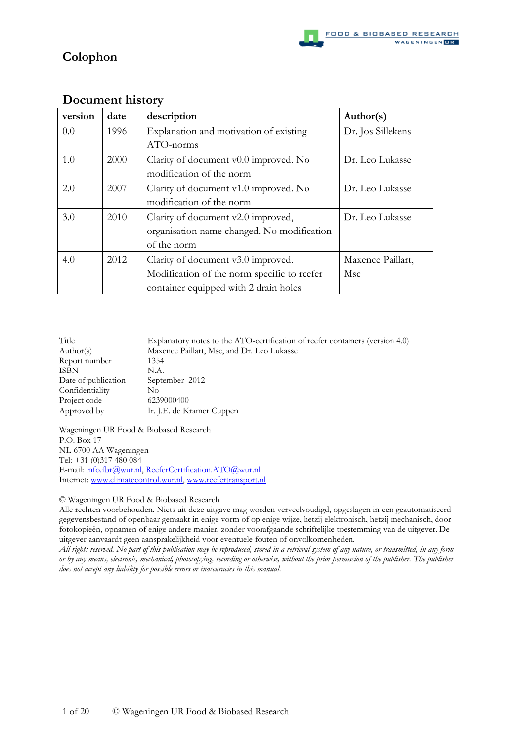# Colophon

## Document history

| version | date | description | Author(s) |
|---|---|---|---|
| 0.0 | 1996 | Explanation and motivation of existing ATO-norms | Dr. Jos Sillekens |
| 1.0 | 2000 | Clarity of document v0.0 improved. No modification of the norm | Dr. Leo Lukasse |
| 2.0 | 2007 | Clarity of document v1.0 improved. No modification of the norm | Dr. Leo Lukasse |
| 3.0 | 2010 | Clarity of document v2.0 improved, organisation name changed. No modification of the norm | Dr. Leo Lukasse |
| 4.0 | 2012 | Clarity of document v3.0 improved. Modification of the norm specific to reefer container equipped with 2 drain holes | Maxence Paillart, Msc |

| | |
|---|---|
| Title | Explanatory notes to the ATO-certification of reefer containers (version 4.0) |
| Author(s) | Maxence Paillart, Msc, and Dr. Leo Lukasse |
| Report number | 1354 |
| ISBN | N.A. |
| Date of publication | September 2012 |
| Confidentiality | No |
| Project code | 6239000400 |
| Approved by | Ir. J.E. de Kramer Cuppen |

Wageningen UR Food & Biobased Research
P.O. Box 17
NL-6700 AA Wageningen
Tel: +31 (0)317 480 084
E-mail: info.fbr@wur.nl, ReeferCertification.ATO@wur.nl
Internet: www.climatecontrol.wur.nl, www.reefertransport.nl

© Wageningen UR Food & Biobased Research
Alle rechten voorbehouden. Niets uit deze uitgave mag worden verveelvoudigd, opgeslagen in een geautomatiseerd gegevensbestand of openbaar gemaakt in enige vorm of op enige wijze, hetzij elektronisch, hetzij mechanisch, door fotokopieën, opnamen of enige andere manier, zonder voorafgaande schriftelijke toestemming van de uitgever. De uitgever aanvaardt geen aansprakelijkheid voor eventuele fouten of onvolkomenheden.
*All rights reserved. No part of this publication may be reproduced, stored in a retrieval system of any nature, or transmitted, in any form or by any means, electronic, mechanical, photocopying, recording or otherwise, without the prior permission of the publisher. The publisher does not accept any liability for possible errors or inaccuracies in this manual.*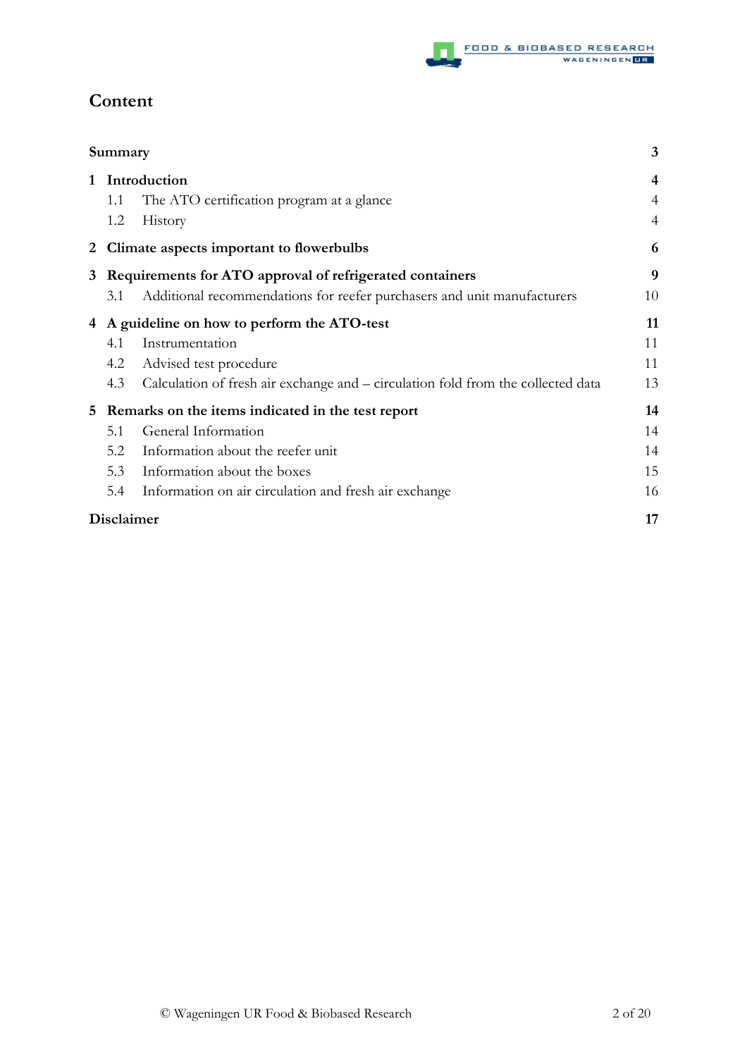# Content

| | | |
|---|---|---|
| **Summary** | | **3** |
| **1** | **Introduction** | **4** |
| 1.1 | The ATO certification program at a glance | 4 |
| 1.2 | History | 4 |
| **2** | **Climate aspects important to flowerbulbs** | **6** |
| **3** | **Requirements for ATO approval of refrigerated containers** | **9** |
| 3.1 | Additional recommendations for reefer purchasers and unit manufacturers | 10 |
| **4** | **A guideline on how to perform the ATO-test** | **11** |
| 4.1 | Instrumentation | 11 |
| 4.2 | Advised test procedure | 11 |
| 4.3 | Calculation of fresh air exchange and – circulation fold from the collected data | 13 |
| **5** | **Remarks on the items indicated in the test report** | **14** |
| 5.1 | General Information | 14 |
| 5.2 | Information about the reefer unit | 14 |
| 5.3 | Information about the boxes | 15 |
| 5.4 | Information on air circulation and fresh air exchange | 16 |
| **Disclaimer** | | **17** |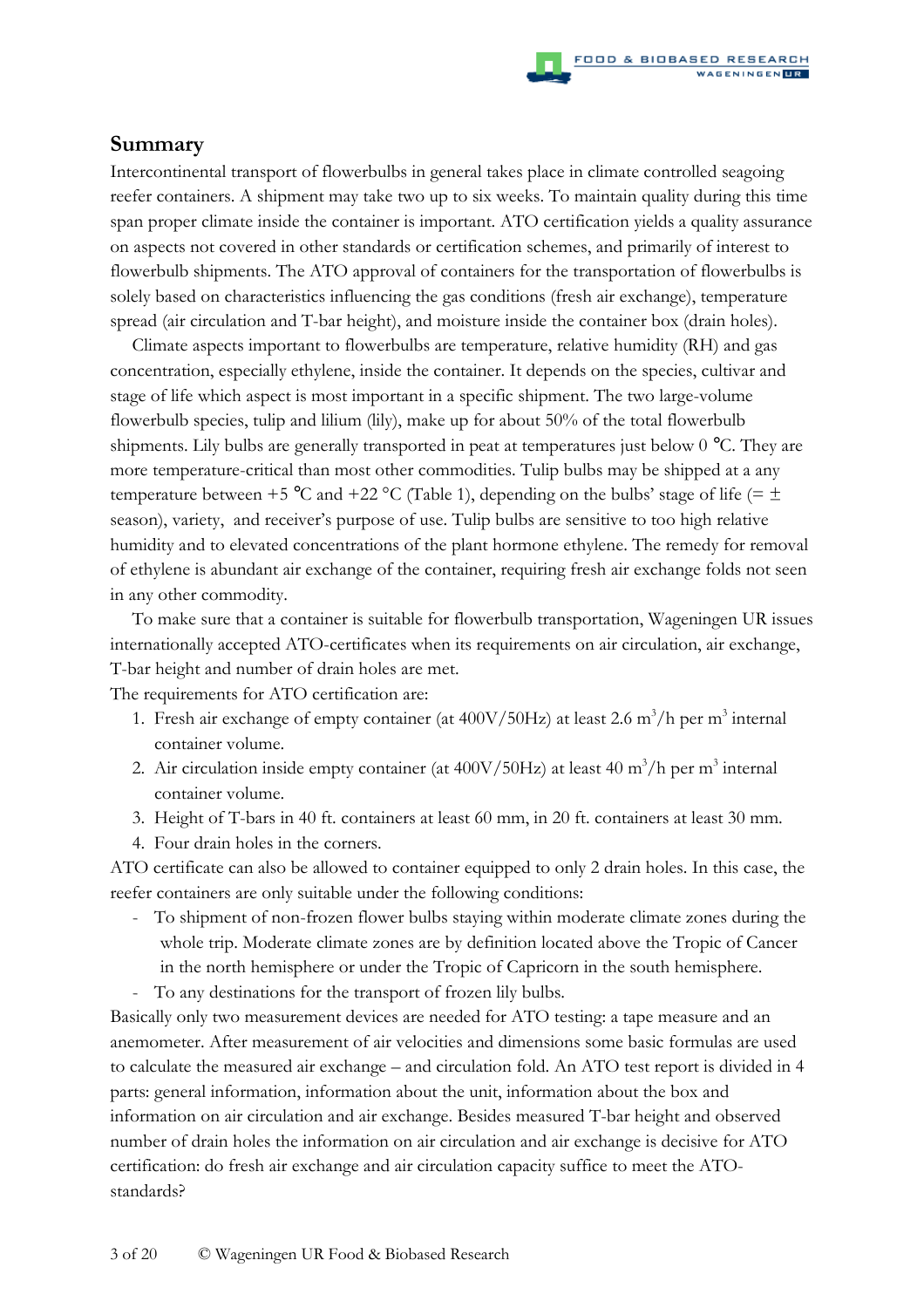## Summary

Intercontinental transport of flowerbulbs in general takes place in climate controlled seagoing reefer containers. A shipment may take two up to six weeks. To maintain quality during this time span proper climate inside the container is important. ATO certification yields a quality assurance on aspects not covered in other standards or certification schemes, and primarily of interest to flowerbulb shipments. The ATO approval of containers for the transportation of flowerbulbs is solely based on characteristics influencing the gas conditions (fresh air exchange), temperature spread (air circulation and T-bar height), and moisture inside the container box (drain holes).

Climate aspects important to flowerbulbs are temperature, relative humidity (RH) and gas concentration, especially ethylene, inside the container. It depends on the species, cultivar and stage of life which aspect is most important in a specific shipment. The two large-volume flowerbulb species, tulip and lilium (lily), make up for about 50% of the total flowerbulb shipments. Lily bulbs are generally transported in peat at temperatures just below 0 ℃. They are more temperature-critical than most other commodities. Tulip bulbs may be shipped at a any temperature between +5 ℃ and +22 °C (Table 1), depending on the bulbs' stage of life (= ± season), variety, and receiver's purpose of use. Tulip bulbs are sensitive to too high relative humidity and to elevated concentrations of the plant hormone ethylene. The remedy for removal of ethylene is abundant air exchange of the container, requiring fresh air exchange folds not seen in any other commodity.

To make sure that a container is suitable for flowerbulb transportation, Wageningen UR issues internationally accepted ATO-certificates when its requirements on air circulation, air exchange, T-bar height and number of drain holes are met.

The requirements for ATO certification are:

1. Fresh air exchange of empty container (at 400V/50Hz) at least 2.6 $m^3$/h per $m^3$ internal container volume.
2. Air circulation inside empty container (at 400V/50Hz) at least 40 $m^3$/h per $m^3$ internal container volume.
3. Height of T-bars in 40 ft. containers at least 60 mm, in 20 ft. containers at least 30 mm.
4. Four drain holes in the corners.

ATO certificate can also be allowed to container equipped to only 2 drain holes. In this case, the reefer containers are only suitable under the following conditions:

- To shipment of non-frozen flower bulbs staying within moderate climate zones during the whole trip. Moderate climate zones are by definition located above the Tropic of Cancer in the north hemisphere or under the Tropic of Capricorn in the south hemisphere.
- To any destinations for the transport of frozen lily bulbs.

Basically only two measurement devices are needed for ATO testing: a tape measure and an anemometer. After measurement of air velocities and dimensions some basic formulas are used to calculate the measured air exchange – and circulation fold. An ATO test report is divided in 4 parts: general information, information about the unit, information about the box and information on air circulation and air exchange. Besides measured T-bar height and observed number of drain holes the information on air circulation and air exchange is decisive for ATO certification: do fresh air exchange and air circulation capacity suffice to meet the ATO-standards?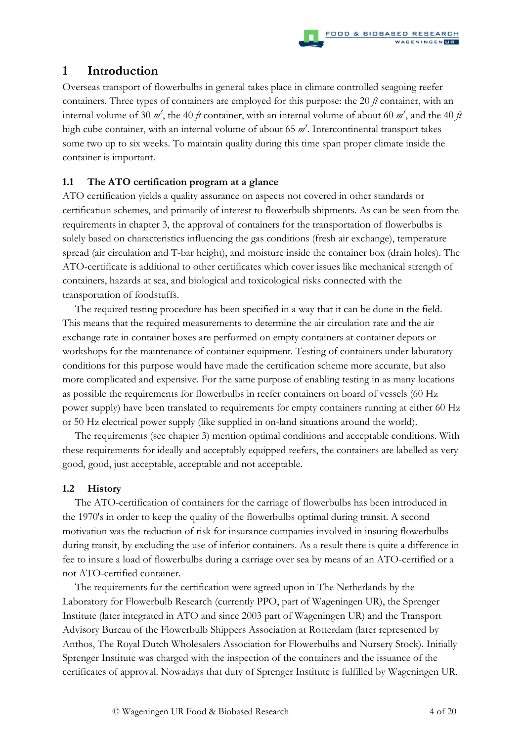# 1 Introduction

Overseas transport of flowerbulbs in general takes place in climate controlled seagoing reefer containers. Three types of containers are employed for this purpose: the 20 *ft* container, with an internal volume of 30 $m^3$, the 40 *ft* container, with an internal volume of about 60 $m^3$, and the 40 *ft* high cube container, with an internal volume of about 65 $m^3$. Intercontinental transport takes some two up to six weeks. To maintain quality during this time span proper climate inside the container is important.

## 1.1 The ATO certification program at a glance

ATO certification yields a quality assurance on aspects not covered in other standards or certification schemes, and primarily of interest to flowerbulb shipments. As can be seen from the requirements in chapter 3, the approval of containers for the transportation of flowerbulbs is solely based on characteristics influencing the gas conditions (fresh air exchange), temperature spread (air circulation and T-bar height), and moisture inside the container box (drain holes). The ATO-certificate is additional to other certificates which cover issues like mechanical strength of containers, hazards at sea, and biological and toxicological risks connected with the transportation of foodstuffs.

The required testing procedure has been specified in a way that it can be done in the field. This means that the required measurements to determine the air circulation rate and the air exchange rate in container boxes are performed on empty containers at container depots or workshops for the maintenance of container equipment. Testing of containers under laboratory conditions for this purpose would have made the certification scheme more accurate, but also more complicated and expensive. For the same purpose of enabling testing in as many locations as possible the requirements for flowerbulbs in reefer containers on board of vessels (60 Hz power supply) have been translated to requirements for empty containers running at either 60 Hz or 50 Hz electrical power supply (like supplied in on-land situations around the world).

The requirements (see chapter 3) mention optimal conditions and acceptable conditions. With these requirements for ideally and acceptably equipped reefers, the containers are labelled as very good, good, just acceptable, acceptable and not acceptable.

## 1.2 History

The ATO-certification of containers for the carriage of flowerbulbs has been introduced in the 1970's in order to keep the quality of the flowerbulbs optimal during transit. A second motivation was the reduction of risk for insurance companies involved in insuring flowerbulbs during transit, by excluding the use of inferior containers. As a result there is quite a difference in fee to insure a load of flowerbulbs during a carriage over sea by means of an ATO-certified or a not ATO-certified container.

The requirements for the certification were agreed upon in The Netherlands by the Laboratory for Flowerbulb Research (currently PPO, part of Wageningen UR), the Sprenger Institute (later integrated in ATO and since 2003 part of Wageningen UR) and the Transport Advisory Bureau of the Flowerbulb Shippers Association at Rotterdam (later represented by Anthos, The Royal Dutch Wholesalers Association for Flowerbulbs and Nursery Stock). Initially Sprenger Institute was charged with the inspection of the containers and the issuance of the certificates of approval. Nowadays that duty of Sprenger Institute is fulfilled by Wageningen UR.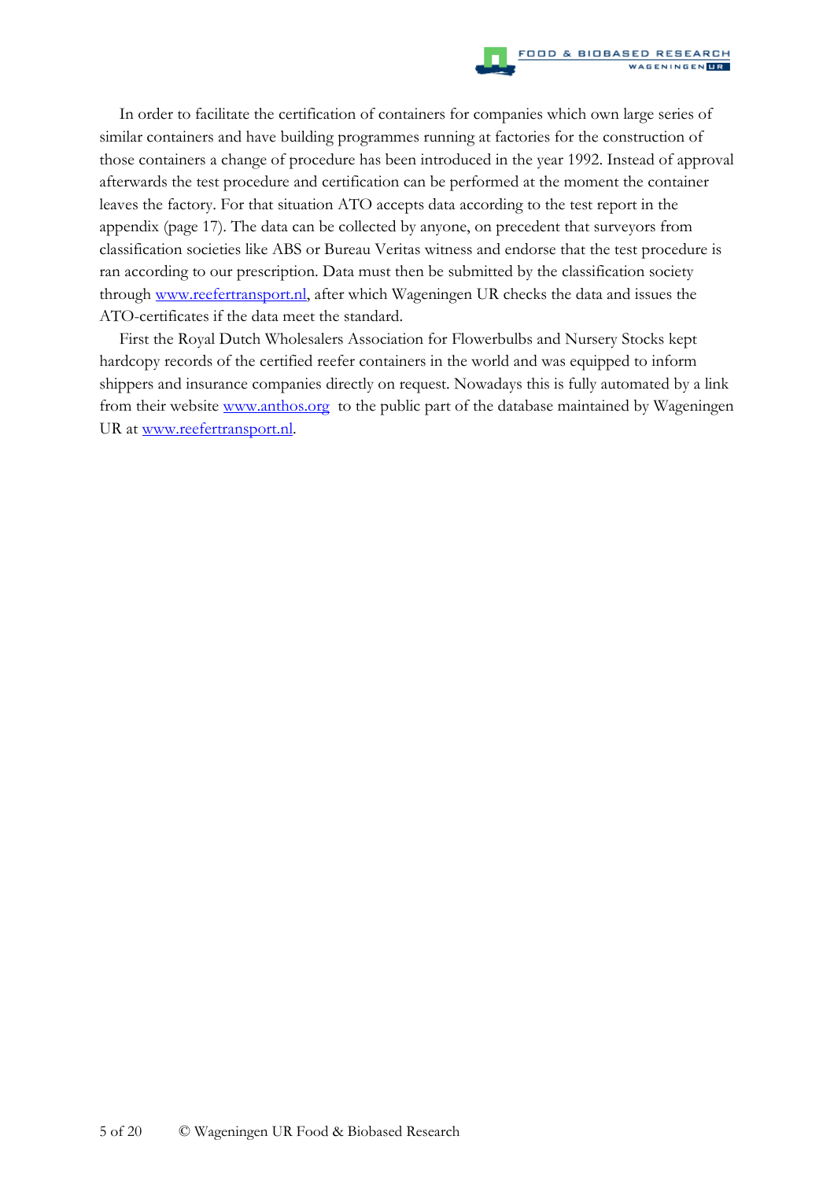In order to facilitate the certification of containers for companies which own large series of similar containers and have building programmes running at factories for the construction of those containers a change of procedure has been introduced in the year 1992. Instead of approval afterwards the test procedure and certification can be performed at the moment the container leaves the factory. For that situation ATO accepts data according to the test report in the appendix (page 17). The data can be collected by anyone, on precedent that surveyors from classification societies like ABS or Bureau Veritas witness and endorse that the test procedure is ran according to our prescription. Data must then be submitted by the classification society through [www.reefertransport.nl](www.reefertransport.nl), after which Wageningen UR checks the data and issues the ATO-certificates if the data meet the standard.

First the Royal Dutch Wholesalers Association for Flowerbulbs and Nursery Stocks kept hardcopy records of the certified reefer containers in the world and was equipped to inform shippers and insurance companies directly on request. Nowadays this is fully automated by a link from their website [www.anthos.org](www.anthos.org) to the public part of the database maintained by Wageningen UR at [www.reefertransport.nl](www.reefertransport.nl).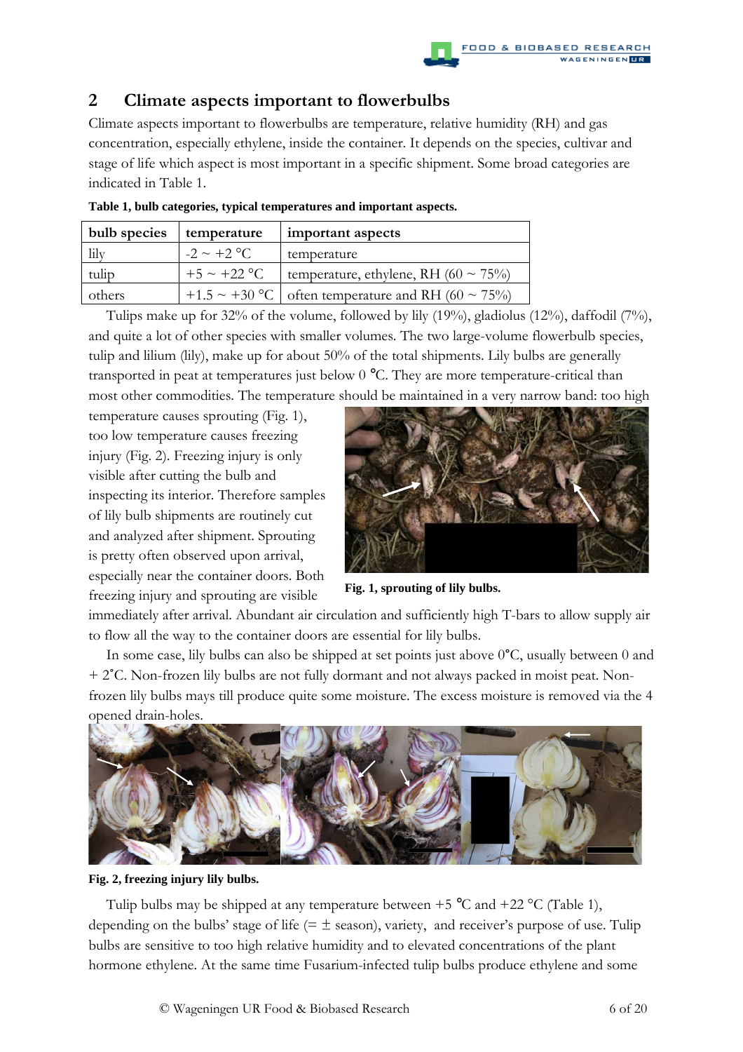## 2 Climate aspects important to flowerbulbs

Climate aspects important to flowerbulbs are temperature, relative humidity (RH) and gas concentration, especially ethylene, inside the container. It depends on the species, cultivar and stage of life which aspect is most important in a specific shipment. Some broad categories are indicated in Table 1.

**Table 1, bulb categories, typical temperatures and important aspects.**

| bulb species | temperature | important aspects |
|---|---|---|
| lily | -2 ~ +2 °C | temperature |
| tulip | +5 ~ +22 °C | temperature, ethylene, RH (60 ~ 75%) |
| others | +1.5 ~ +30 °C | often temperature and RH (60 ~ 75%) |

Tulips make up for 32% of the volume, followed by lily (19%), gladiolus (12%), daffodil (7%), and quite a lot of other species with smaller volumes. The two large-volume flowerbulb species, tulip and lilium (lily), make up for about 50% of the total shipments. Lily bulbs are generally transported in peat at temperatures just below 0 °C. They are more temperature-critical than most other commodities. The temperature should be maintained in a very narrow band: too high temperature causes sprouting (Fig. 1), too low temperature causes freezing injury (Fig. 2). Freezing injury is only visible after cutting the bulb and inspecting its interior. Therefore samples of lily bulb shipments are routinely cut and analyzed after shipment. Sprouting is pretty often observed upon arrival, especially near the container doors. Both freezing injury and sprouting are visible immediately after arrival. Abundant air circulation and sufficiently high T-bars to allow supply air to flow all the way to the container doors are essential for lily bulbs.

**Fig. 1, sprouting of lily bulbs.**

In some case, lily bulbs can also be shipped at set points just above 0°C, usually between 0 and + 2°C. Non-frozen lily bulbs are not fully dormant and not always packed in moist peat. Non-frozen lily bulbs mays till produce quite some moisture. The excess moisture is removed via the 4 opened drain-holes.

**Fig. 2, freezing injury lily bulbs.**

Tulip bulbs may be shipped at any temperature between +5 °C and +22 °C (Table 1), depending on the bulbs' stage of life (= ± season), variety, and receiver's purpose of use. Tulip bulbs are sensitive to too high relative humidity and to elevated concentrations of the plant hormone ethylene. At the same time Fusarium-infected tulip bulbs produce ethylene and some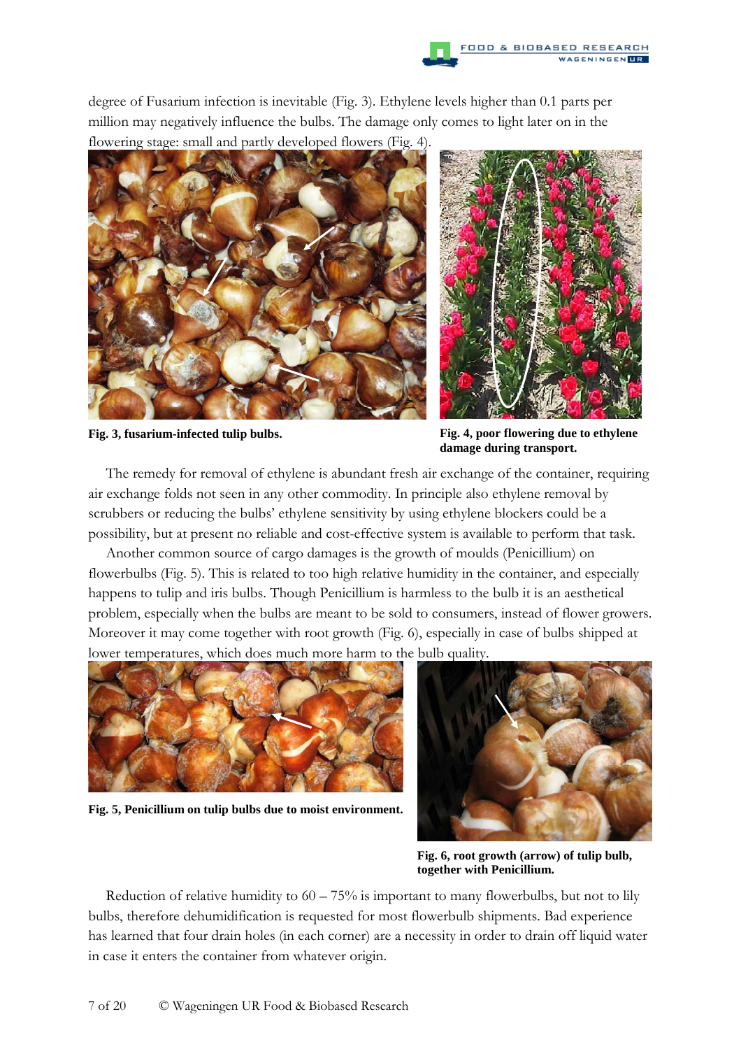degree of Fusarium infection is inevitable (Fig. 3). Ethylene levels higher than 0.1 parts per million may negatively influence the bulbs. The damage only comes to light later on in the flowering stage: small and partly developed flowers (Fig. 4).

**Fig. 3, fusarium-infected tulip bulbs.**

**Fig. 4, poor flowering due to ethylene damage during transport.**

The remedy for removal of ethylene is abundant fresh air exchange of the container, requiring air exchange folds not seen in any other commodity. In principle also ethylene removal by scrubbers or reducing the bulbs' ethylene sensitivity by using ethylene blockers could be a possibility, but at present no reliable and cost-effective system is available to perform that task.

Another common source of cargo damages is the growth of moulds (Penicillium) on flowerbulbs (Fig. 5). This is related to too high relative humidity in the container, and especially happens to tulip and iris bulbs. Though Penicillium is harmless to the bulb it is an aesthetical problem, especially when the bulbs are meant to be sold to consumers, instead of flower growers. Moreover it may come together with root growth (Fig. 6), especially in case of bulbs shipped at lower temperatures, which does much more harm to the bulb quality.

**Fig. 5, Penicillium on tulip bulbs due to moist environment.**

**Fig. 6, root growth (arrow) of tulip bulb, together with Penicillium.**

Reduction of relative humidity to 60 – 75% is important to many flowerbulbs, but not to lily bulbs, therefore dehumidification is requested for most flowerbulb shipments. Bad experience has learned that four drain holes (in each corner) are a necessity in order to drain off liquid water in case it enters the container from whatever origin.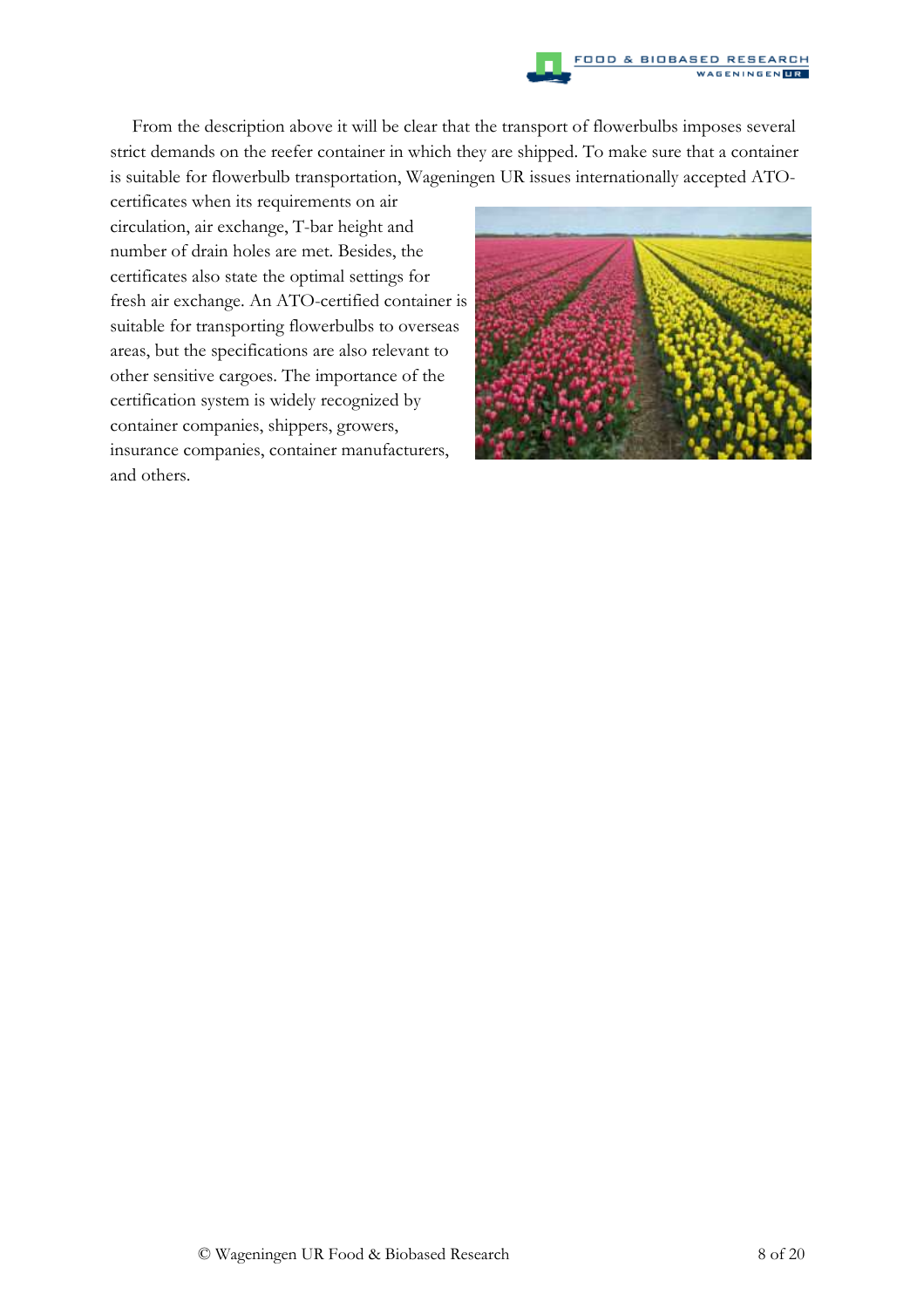From the description above it will be clear that the transport of flowerbulbs imposes several strict demands on the reefer container in which they are shipped. To make sure that a container is suitable for flowerbulb transportation, Wageningen UR issues internationally accepted ATO-certificates when its requirements on air circulation, air exchange, T-bar height and number of drain holes are met. Besides, the certificates also state the optimal settings for fresh air exchange. An ATO-certified container is suitable for transporting flowerbulbs to overseas areas, but the specifications are also relevant to other sensitive cargoes. The importance of the certification system is widely recognized by container companies, shippers, growers, insurance companies, container manufacturers, and others.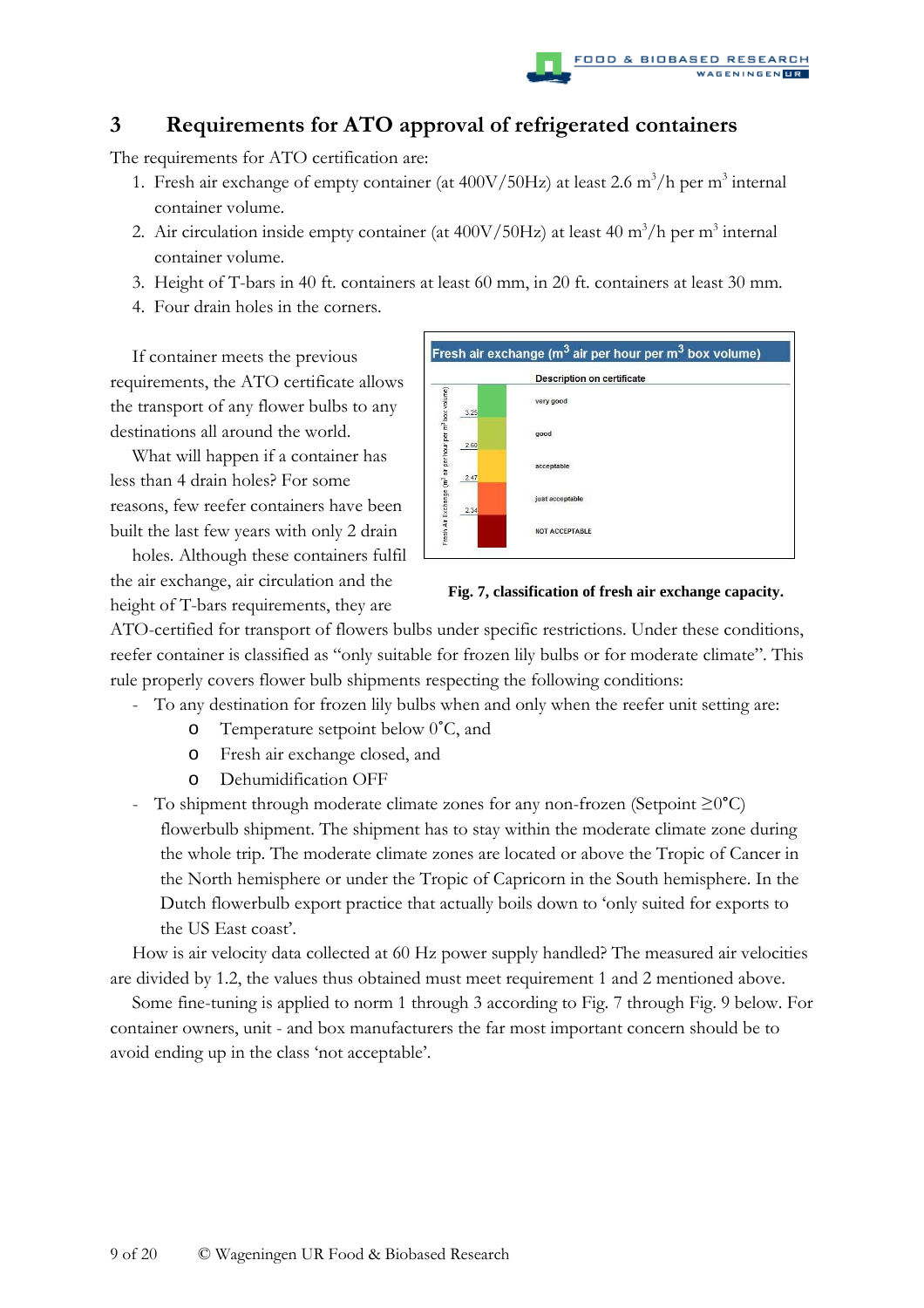# 3 Requirements for ATO approval of refrigerated containers

The requirements for ATO certification are:

1. Fresh air exchange of empty container (at 400V/50Hz) at least 2.6 $m^3$/h per $m^3$ internal container volume.
2. Air circulation inside empty container (at 400V/50Hz) at least 40 $m^3$/h per $m^3$ internal container volume.
3. Height of T-bars in 40 ft. containers at least 60 mm, in 20 ft. containers at least 30 mm.
4. Four drain holes in the corners.

If container meets the previous requirements, the ATO certificate allows the transport of any flower bulbs to any destinations all around the world.

What will happen if a container has less than 4 drain holes? For some reasons, few reefer containers have been built the last few years with only 2 drain holes. Although these containers fulfil the air exchange, air circulation and the height of T-bars requirements, they are ATO-certified for transport of flowers bulbs under specific restrictions. Under these conditions, reefer container is classified as "only suitable for frozen lily bulbs or for moderate climate". This rule properly covers flower bulb shipments respecting the following conditions:

- To any destination for frozen lily bulbs when and only when the reefer unit setting are:
  - Temperature setpoint below 0˚C, and
  - Fresh air exchange closed, and
  - Dehumidification OFF
- To shipment through moderate climate zones for any non-frozen (Setpoint ≥0°C) flowerbulb shipment. The shipment has to stay within the moderate climate zone during the whole trip. The moderate climate zones are located or above the Tropic of Cancer in the North hemisphere or under the Tropic of Capricorn in the South hemisphere. In the Dutch flowerbulb export practice that actually boils down to 'only suited for exports to the US East coast'.

How is air velocity data collected at 60 Hz power supply handled? The measured air velocities are divided by 1.2, the values thus obtained must meet requirement 1 and 2 mentioned above.

Some fine-tuning is applied to norm 1 through 3 according to Fig. 7 through Fig. 9 below. For container owners, unit - and box manufacturers the far most important concern should be to avoid ending up in the class 'not acceptable'.

**Fresh air exchange ($m^3$ air per hour per $m^3$ box volume)**

| Fresh Air Exchange ($m^3$ air per hour per $m^3$ box volume) | Description on certificate |
|---|---|
| > 3.25 | very good |
| 2.60 – 3.25 | good |
| 2.47 – 2.60 | acceptable |
| 2.34 – 2.47 | just acceptable |
| < 2.34 | NOT ACCEPTABLE |

**Fig. 7, classification of fresh air exchange capacity.**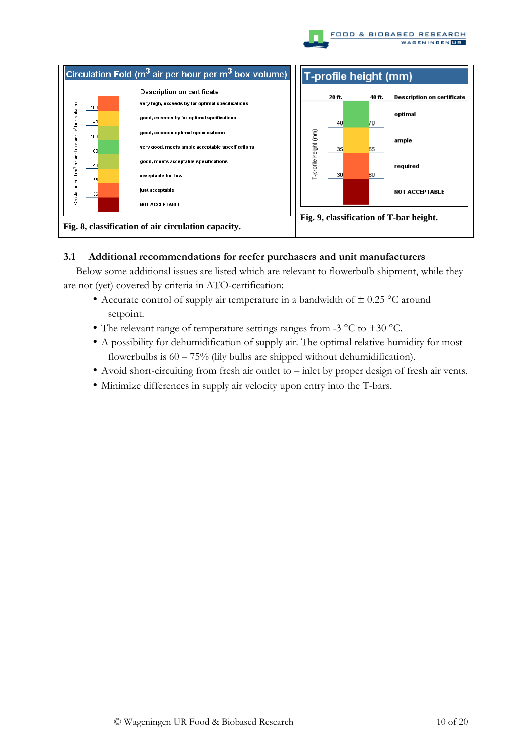**Circulation Fold ($m^3$ air per hour per $m^3$ box volume)**

| Circulation Fold ($m^3$ air per hour per $m^3$ box volume) | Description on certificate |
|---|---|
| > 180 | very high, exceeds by far optimal specifications |
| 140 – 180 | good, exceeds by far optimal specifications |
| 100 – 140 | good, exceeds optimal specifications |
| 60 – 100 | very good, meets ample acceptable specifications |
| 40 – 60 | good, meets acceptable specifications |
| 38 – 40 | acceptable but low |
| 36 – 38 | just acceptable |
| < 36 | NOT ACCEPTABLE |

**Fig. 8, classification of air circulation capacity.**

**T-profile height (mm)**

| 20 ft. | 40 ft. | Description on certificate |
|---|---|---|
| > 40 | > 70 | optimal |
| 35 – 40 | 65 – 70 | ample |
| 30 – 35 | 60 – 65 | required |
| < 30 | < 60 | NOT ACCEPTABLE |

**Fig. 9, classification of T-bar height.**

### 3.1 Additional recommendations for reefer purchasers and unit manufacturers

Below some additional issues are listed which are relevant to flowerbulb shipment, while they are not (yet) covered by criteria in ATO-certification:

- Accurate control of supply air temperature in a bandwidth of ± 0.25 °C around setpoint.
- The relevant range of temperature settings ranges from -3 °C to +30 °C.
- A possibility for dehumidification of supply air. The optimal relative humidity for most flowerbulbs is 60 – 75% (lily bulbs are shipped without dehumidification).
- Avoid short-circuiting from fresh air outlet to – inlet by proper design of fresh air vents.
- Minimize differences in supply air velocity upon entry into the T-bars.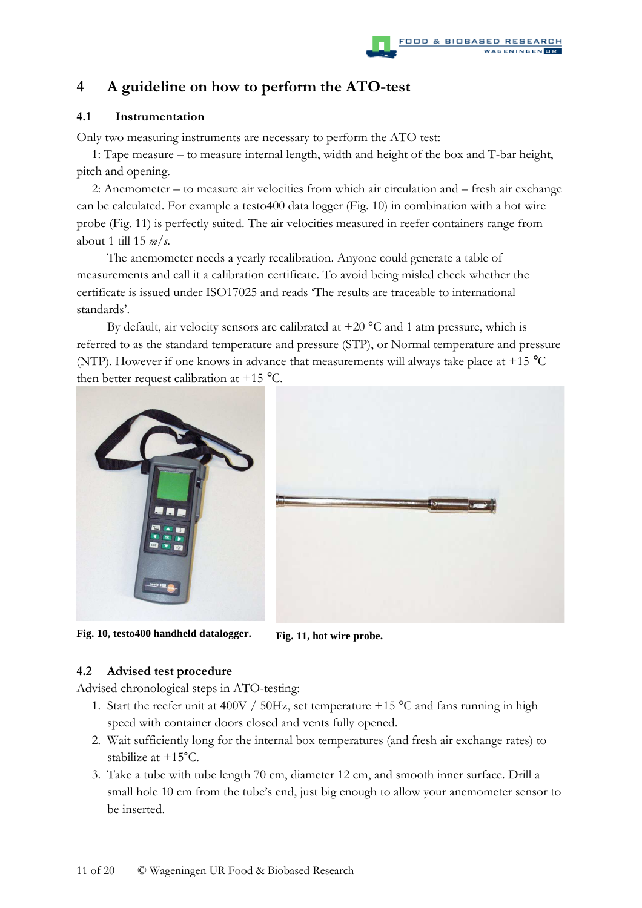# 4 A guideline on how to perform the ATO-test

## 4.1 Instrumentation

Only two measuring instruments are necessary to perform the ATO test:

1: Tape measure – to measure internal length, width and height of the box and T-bar height, pitch and opening.

2: Anemometer – to measure air velocities from which air circulation and – fresh air exchange can be calculated. For example a testo400 data logger (Fig. 10) in combination with a hot wire probe (Fig. 11) is perfectly suited. The air velocities measured in reefer containers range from about 1 till 15 *m/s*.

The anemometer needs a yearly recalibration. Anyone could generate a table of measurements and call it a calibration certificate. To avoid being misled check whether the certificate is issued under ISO17025 and reads 'The results are traceable to international standards'.

By default, air velocity sensors are calibrated at +20 °C and 1 atm pressure, which is referred to as the standard temperature and pressure (STP), or Normal temperature and pressure (NTP). However if one knows in advance that measurements will always take place at +15 °C then better request calibration at +15 °C.

**Fig. 10, testo400 handheld datalogger.**

**Fig. 11, hot wire probe.**

## 4.2 Advised test procedure

Advised chronological steps in ATO-testing:

1. Start the reefer unit at 400V / 50Hz, set temperature +15 °C and fans running in high speed with container doors closed and vents fully opened.
2. Wait sufficiently long for the internal box temperatures (and fresh air exchange rates) to stabilize at +15°C.
3. Take a tube with tube length 70 cm, diameter 12 cm, and smooth inner surface. Drill a small hole 10 cm from the tube's end, just big enough to allow your anemometer sensor to be inserted.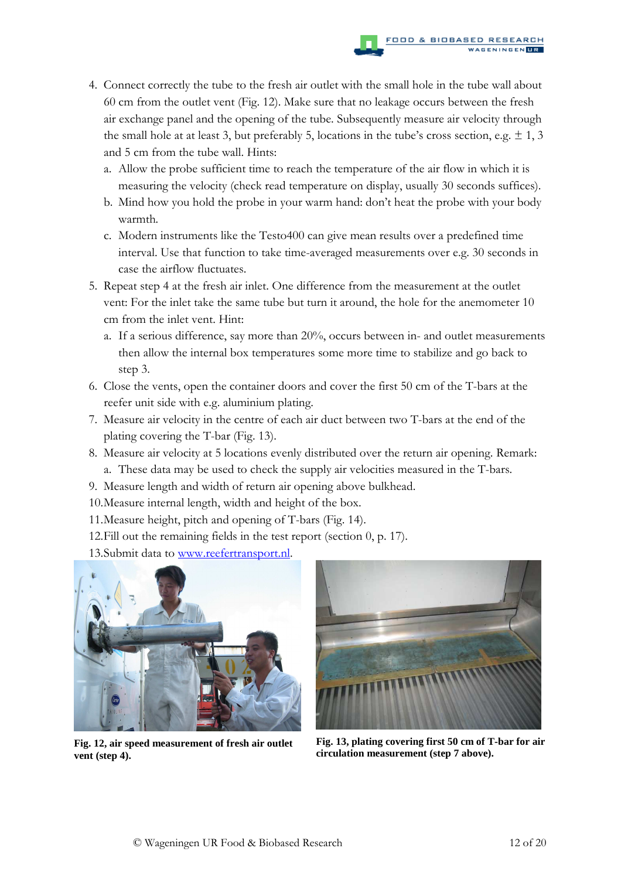4. Connect correctly the tube to the fresh air outlet with the small hole in the tube wall about 60 cm from the outlet vent (Fig. 12). Make sure that no leakage occurs between the fresh air exchange panel and the opening of the tube. Subsequently measure air velocity through the small hole at at least 3, but preferably 5, locations in the tube's cross section, e.g. ± 1, 3 and 5 cm from the tube wall. Hints:
   a. Allow the probe sufficient time to reach the temperature of the air flow in which it is measuring the velocity (check read temperature on display, usually 30 seconds suffices).
   b. Mind how you hold the probe in your warm hand: don't heat the probe with your body warmth.
   c. Modern instruments like the Testo400 can give mean results over a predefined time interval. Use that function to take time-averaged measurements over e.g. 30 seconds in case the airflow fluctuates.
5. Repeat step 4 at the fresh air inlet. One difference from the measurement at the outlet vent: For the inlet take the same tube but turn it around, the hole for the anemometer 10 cm from the inlet vent. Hint:
   a. If a serious difference, say more than 20%, occurs between in- and outlet measurements then allow the internal box temperatures some more time to stabilize and go back to step 3.
6. Close the vents, open the container doors and cover the first 50 cm of the T-bars at the reefer unit side with e.g. aluminium plating.
7. Measure air velocity in the centre of each air duct between two T-bars at the end of the plating covering the T-bar (Fig. 13).
8. Measure air velocity at 5 locations evenly distributed over the return air opening. Remark:
   a. These data may be used to check the supply air velocities measured in the T-bars.
9. Measure length and width of return air opening above bulkhead.
10. Measure internal length, width and height of the box.
11. Measure height, pitch and opening of T-bars (Fig. 14).
12. Fill out the remaining fields in the test report (section 0, p. 17).
13. Submit data to www.reefertransport.nl.

**Fig. 12, air speed measurement of fresh air outlet vent (step 4).**

**Fig. 13, plating covering first 50 cm of T-bar for air circulation measurement (step 7 above).**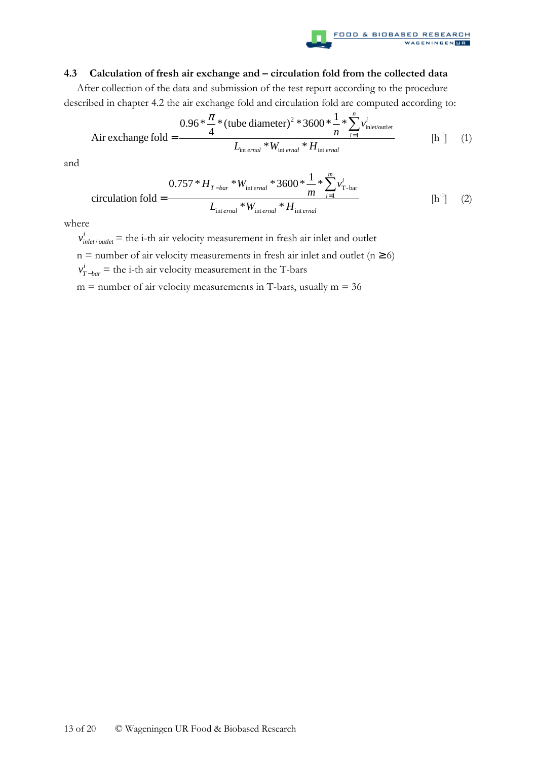### 4.3 Calculation of fresh air exchange and – circulation fold from the collected data

After collection of the data and submission of the test report according to the procedure described in chapter 4.2 the air exchange fold and circulation fold are computed according to:

$$\text{Air exchange fold} = \frac{0.96 * \frac{\pi}{4} * (\text{tube diameter})^2 * 3600 * \frac{1}{n} * \sum_{i=1}^{n} v^i_{\text{inlet/outlet}}}{L_{\text{internal}} * W_{\text{internal}} * H_{\text{internal}}} \quad [\text{h}^{-1}] \qquad (1)$$

and

$$\text{circulation fold} = \frac{0.757 * H_{T-bar} * W_{\text{internal}} * 3600 * \frac{1}{m} * \sum_{i=1}^{m} v^i_{\text{T-bar}}}{L_{\text{internal}} * W_{\text{internal}} * H_{\text{internal}}} \quad [\text{h}^{-1}] \qquad (2)$$

where

$v^i_{inlet/outlet}$ = the i-th air velocity measurement in fresh air inlet and outlet

n = number of air velocity measurements in fresh air inlet and outlet ($n \geq 6$)

$v^i_{T-bar}$ = the i-th air velocity measurement in the T-bars

m = number of air velocity measurements in T-bars, usually m = 36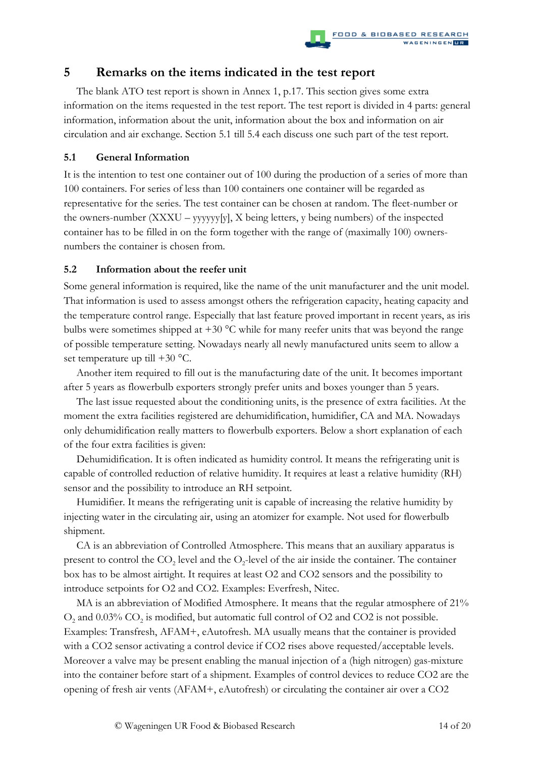# 5 Remarks on the items indicated in the test report

The blank ATO test report is shown in Annex 1, p.17. This section gives some extra information on the items requested in the test report. The test report is divided in 4 parts: general information, information about the unit, information about the box and information on air circulation and air exchange. Section 5.1 till 5.4 each discuss one such part of the test report.

## 5.1 General Information

It is the intention to test one container out of 100 during the production of a series of more than 100 containers. For series of less than 100 containers one container will be regarded as representative for the series. The test container can be chosen at random. The fleet-number or the owners-number (XXXU – yyyyyy[y], X being letters, y being numbers) of the inspected container has to be filled in on the form together with the range of (maximally 100) owners-numbers the container is chosen from.

## 5.2 Information about the reefer unit

Some general information is required, like the name of the unit manufacturer and the unit model. That information is used to assess amongst others the refrigeration capacity, heating capacity and the temperature control range. Especially that last feature proved important in recent years, as iris bulbs were sometimes shipped at +30 °C while for many reefer units that was beyond the range of possible temperature setting. Nowadays nearly all newly manufactured units seem to allow a set temperature up till +30 °C.

Another item required to fill out is the manufacturing date of the unit. It becomes important after 5 years as flowerbulb exporters strongly prefer units and boxes younger than 5 years.

The last issue requested about the conditioning units, is the presence of extra facilities. At the moment the extra facilities registered are dehumidification, humidifier, CA and MA. Nowadays only dehumidification really matters to flowerbulb exporters. Below a short explanation of each of the four extra facilities is given:

Dehumidification. It is often indicated as humidity control. It means the refrigerating unit is capable of controlled reduction of relative humidity. It requires at least a relative humidity (RH) sensor and the possibility to introduce an RH setpoint.

Humidifier. It means the refrigerating unit is capable of increasing the relative humidity by injecting water in the circulating air, using an atomizer for example. Not used for flowerbulb shipment.

CA is an abbreviation of Controlled Atmosphere. This means that an auxiliary apparatus is present to control the $CO_2$ level and the $O_2$-level of the air inside the container. The container box has to be almost airtight. It requires at least O2 and CO2 sensors and the possibility to introduce setpoints for O2 and CO2. Examples: Everfresh, Nitec.

MA is an abbreviation of Modified Atmosphere. It means that the regular atmosphere of 21% $O_2$ and 0.03% $CO_2$ is modified, but automatic full control of O2 and CO2 is not possible. Examples: Transfresh, AFAM+, eAutofresh. MA usually means that the container is provided with a CO2 sensor activating a control device if CO2 rises above requested/acceptable levels. Moreover a valve may be present enabling the manual injection of a (high nitrogen) gas-mixture into the container before start of a shipment. Examples of control devices to reduce CO2 are the opening of fresh air vents (AFAM+, eAutofresh) or circulating the container air over a CO2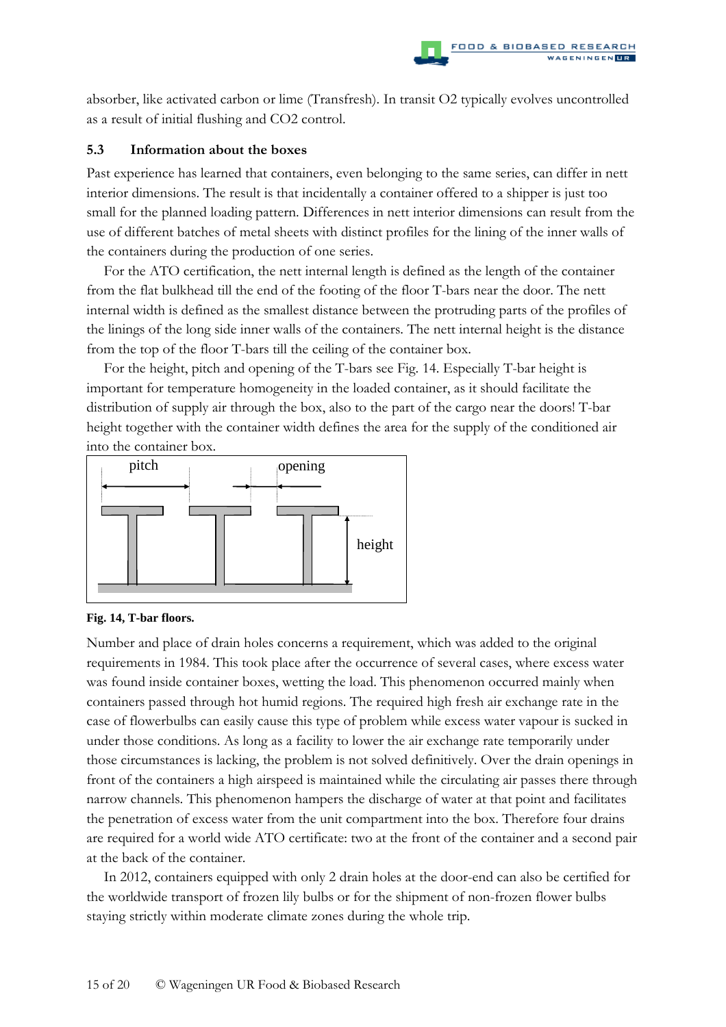absorber, like activated carbon or lime (Transfresh). In transit O2 typically evolves uncontrolled as a result of initial flushing and CO2 control.

### 5.3 Information about the boxes

Past experience has learned that containers, even belonging to the same series, can differ in nett interior dimensions. The result is that incidentally a container offered to a shipper is just too small for the planned loading pattern. Differences in nett interior dimensions can result from the use of different batches of metal sheets with distinct profiles for the lining of the inner walls of the containers during the production of one series.

For the ATO certification, the nett internal length is defined as the length of the container from the flat bulkhead till the end of the footing of the floor T-bars near the door. The nett internal width is defined as the smallest distance between the protruding parts of the profiles of the linings of the long side inner walls of the containers. The nett internal height is the distance from the top of the floor T-bars till the ceiling of the container box.

For the height, pitch and opening of the T-bars see Fig. 14. Especially T-bar height is important for temperature homogeneity in the loaded container, as it should facilitate the distribution of supply air through the box, also to the part of the cargo near the doors! T-bar height together with the container width defines the area for the supply of the conditioned air into the container box.

pitch opening height

**Fig. 14, T-bar floors.**

Number and place of drain holes concerns a requirement, which was added to the original requirements in 1984. This took place after the occurrence of several cases, where excess water was found inside container boxes, wetting the load. This phenomenon occurred mainly when containers passed through hot humid regions. The required high fresh air exchange rate in the case of flowerbulbs can easily cause this type of problem while excess water vapour is sucked in under those conditions. As long as a facility to lower the air exchange rate temporarily under those circumstances is lacking, the problem is not solved definitively. Over the drain openings in front of the containers a high airspeed is maintained while the circulating air passes there through narrow channels. This phenomenon hampers the discharge of water at that point and facilitates the penetration of excess water from the unit compartment into the box. Therefore four drains are required for a world wide ATO certificate: two at the front of the container and a second pair at the back of the container.

In 2012, containers equipped with only 2 drain holes at the door-end can also be certified for the worldwide transport of frozen lily bulbs or for the shipment of non-frozen flower bulbs staying strictly within moderate climate zones during the whole trip.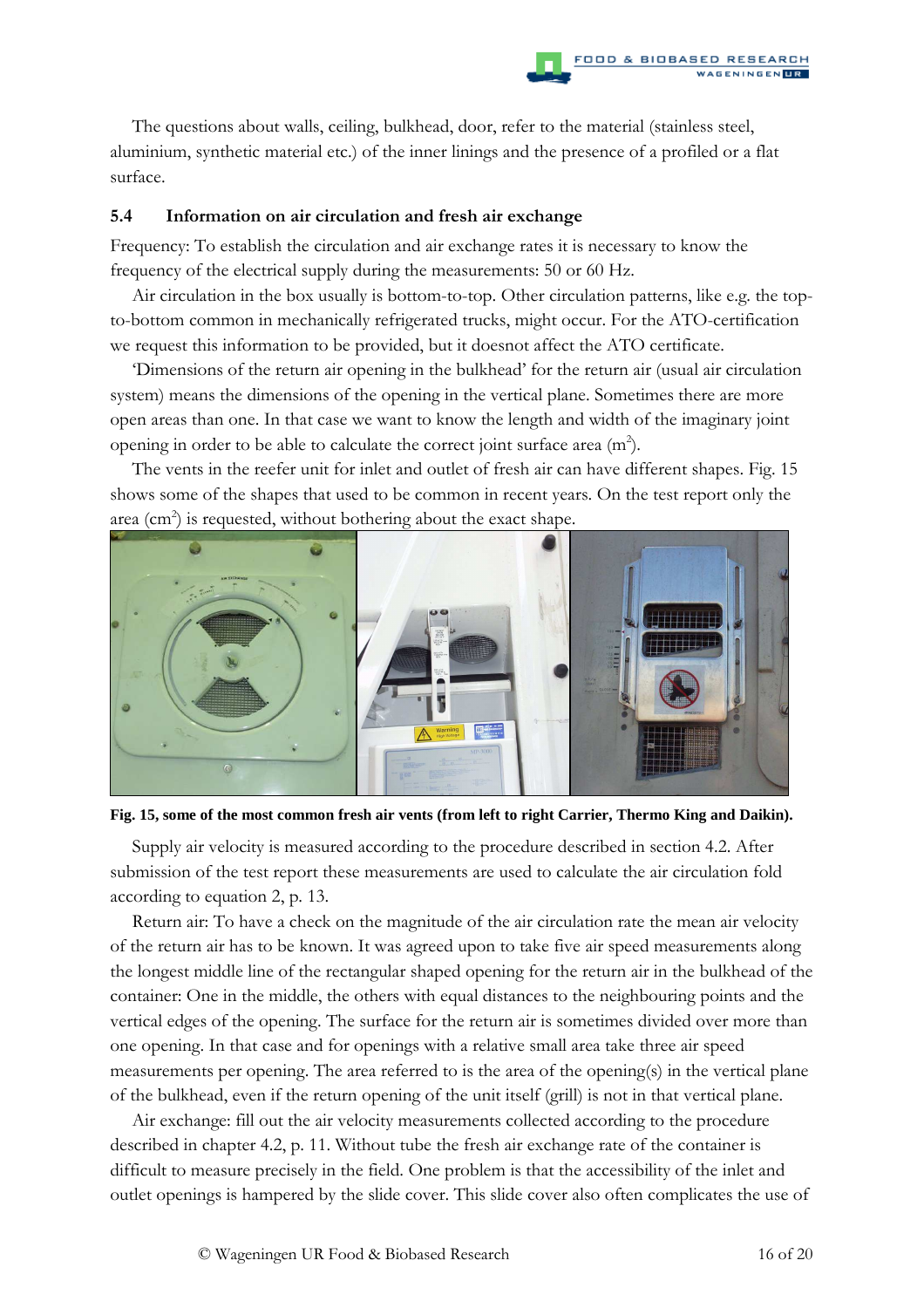The questions about walls, ceiling, bulkhead, door, refer to the material (stainless steel, aluminium, synthetic material etc.) of the inner linings and the presence of a profiled or a flat surface.

### 5.4 Information on air circulation and fresh air exchange

Frequency: To establish the circulation and air exchange rates it is necessary to know the frequency of the electrical supply during the measurements: 50 or 60 Hz.

Air circulation in the box usually is bottom-to-top. Other circulation patterns, like e.g. the top-to-bottom common in mechanically refrigerated trucks, might occur. For the ATO-certification we request this information to be provided, but it doesnot affect the ATO certificate.

'Dimensions of the return air opening in the bulkhead' for the return air (usual air circulation system) means the dimensions of the opening in the vertical plane. Sometimes there are more open areas than one. In that case we want to know the length and width of the imaginary joint opening in order to be able to calculate the correct joint surface area ($m^2$).

The vents in the reefer unit for inlet and outlet of fresh air can have different shapes. Fig. 15 shows some of the shapes that used to be common in recent years. On the test report only the area ($cm^2$) is requested, without bothering about the exact shape.

**Fig. 15, some of the most common fresh air vents (from left to right Carrier, Thermo King and Daikin).**

Supply air velocity is measured according to the procedure described in section 4.2. After submission of the test report these measurements are used to calculate the air circulation fold according to equation 2, p. 13.

Return air: To have a check on the magnitude of the air circulation rate the mean air velocity of the return air has to be known. It was agreed upon to take five air speed measurements along the longest middle line of the rectangular shaped opening for the return air in the bulkhead of the container: One in the middle, the others with equal distances to the neighbouring points and the vertical edges of the opening. The surface for the return air is sometimes divided over more than one opening. In that case and for openings with a relative small area take three air speed measurements per opening. The area referred to is the area of the opening(s) in the vertical plane of the bulkhead, even if the return opening of the unit itself (grill) is not in that vertical plane.

Air exchange: fill out the air velocity measurements collected according to the procedure described in chapter 4.2, p. 11. Without tube the fresh air exchange rate of the container is difficult to measure precisely in the field. One problem is that the accessibility of the inlet and outlet openings is hampered by the slide cover. This slide cover also often complicates the use of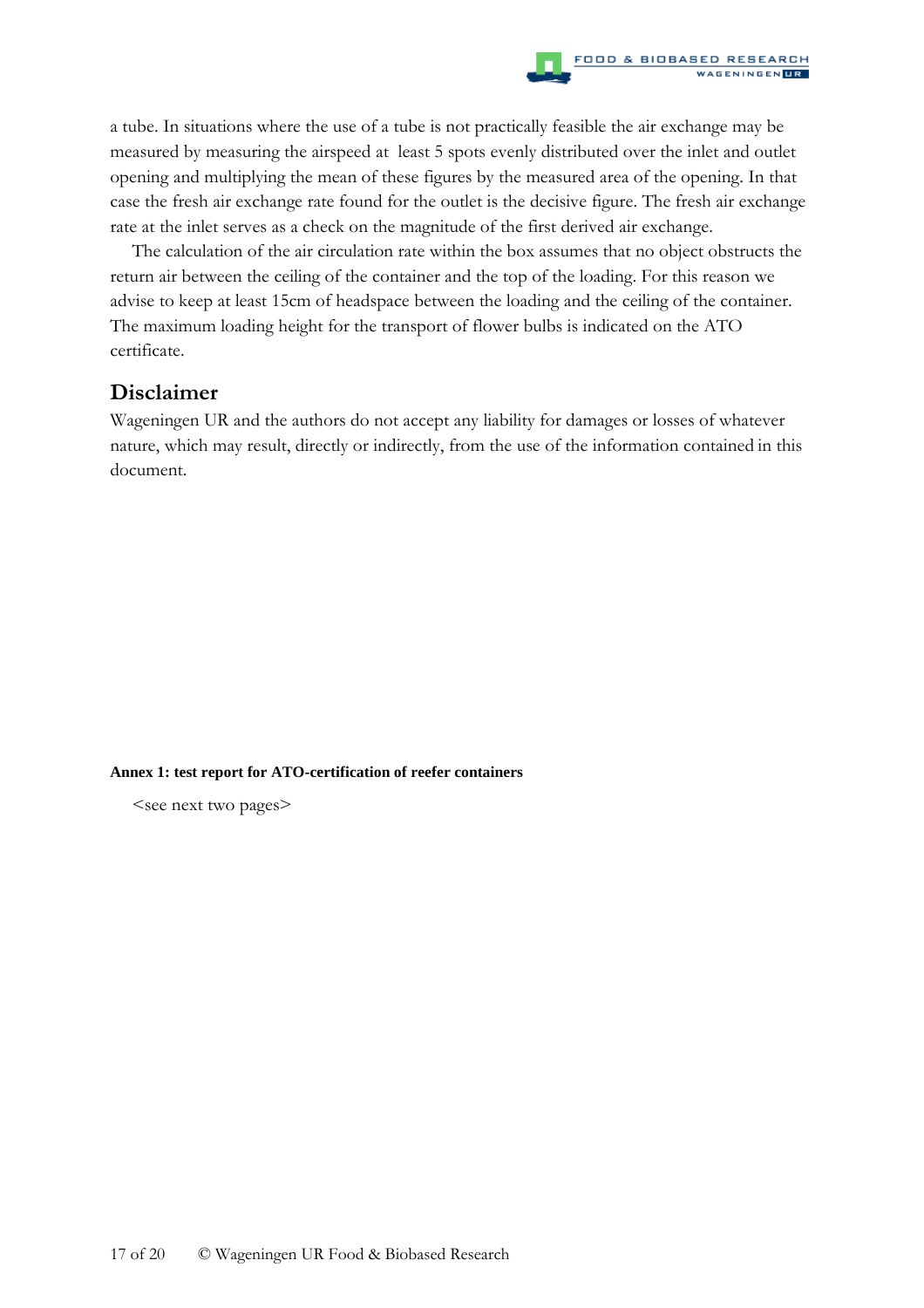a tube. In situations where the use of a tube is not practically feasible the air exchange may be measured by measuring the airspeed at least 5 spots evenly distributed over the inlet and outlet opening and multiplying the mean of these figures by the measured area of the opening. In that case the fresh air exchange rate found for the outlet is the decisive figure. The fresh air exchange rate at the inlet serves as a check on the magnitude of the first derived air exchange.

The calculation of the air circulation rate within the box assumes that no object obstructs the return air between the ceiling of the container and the top of the loading. For this reason we advise to keep at least 15cm of headspace between the loading and the ceiling of the container. The maximum loading height for the transport of flower bulbs is indicated on the ATO certificate.

## Disclaimer

Wageningen UR and the authors do not accept any liability for damages or losses of whatever nature, which may result, directly or indirectly, from the use of the information contained in this document.

**Annex 1: test report for ATO-certification of reefer containers**

<see next two pages>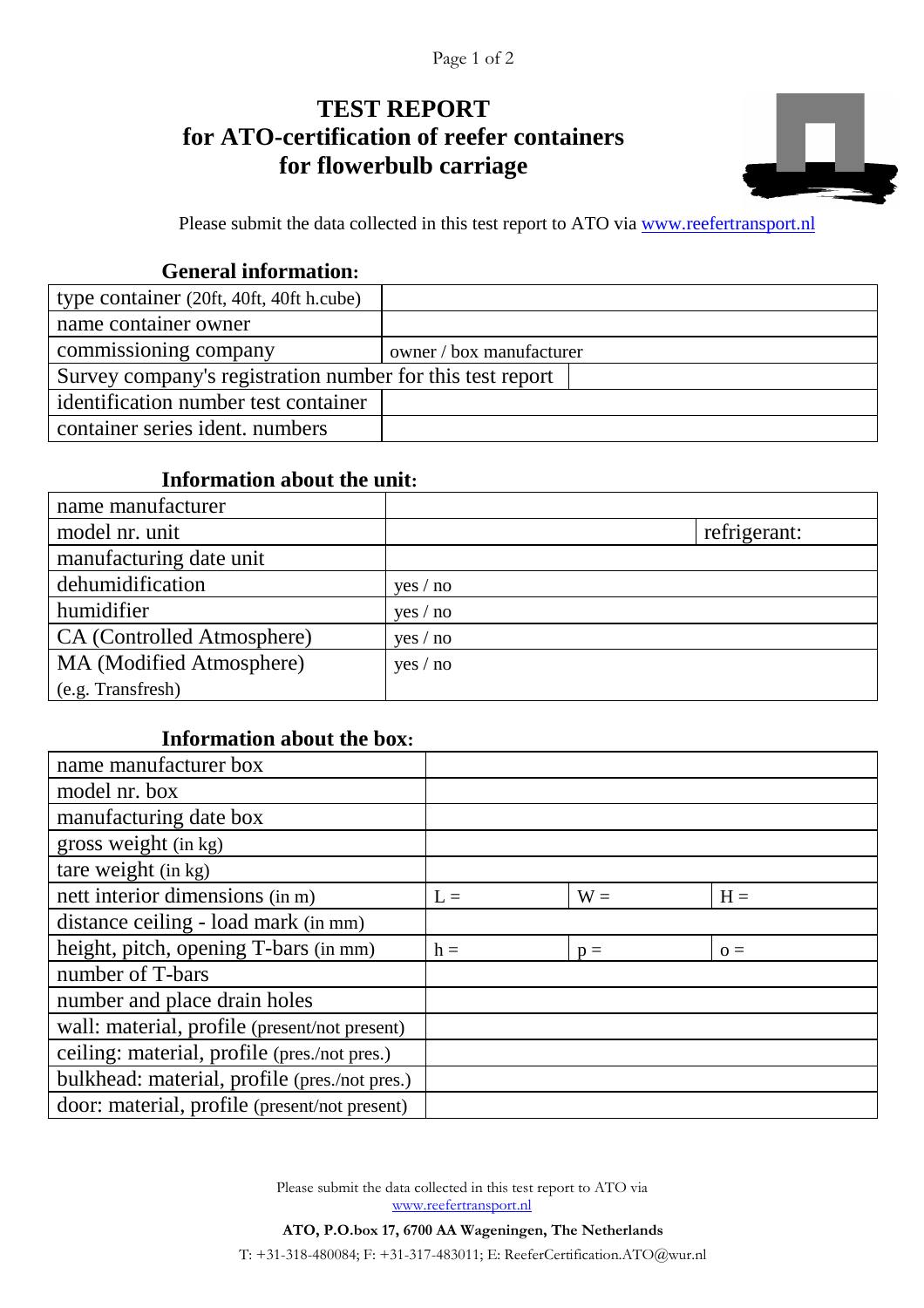# TEST REPORT
# for ATO-certification of reefer containers
# for flowerbulb carriage

Please submit the data collected in this test report to ATO via www.reefertransport.nl

### General information:

| | |
|---|---|
| type container (20ft, 40ft, 40ft h.cube) | |
| name container owner | |
| commissioning company | owner / box manufacturer |
| Survey company's registration number for this test report | |
| identification number test container | |
| container series ident. numbers | |

### Information about the unit:

| | | |
|---|---|---|
| name manufacturer | | |
| model nr. unit | | refrigerant: |
| manufacturing date unit | | |
| dehumidification | yes / no | |
| humidifier | yes / no | |
| CA (Controlled Atmosphere) | yes / no | |
| MA (Modified Atmosphere) (e.g. Transfresh) | yes / no | |

### Information about the box:

| | | | |
|---|---|---|---|
| name manufacturer box | | | |
| model nr. box | | | |
| manufacturing date box | | | |
| gross weight (in kg) | | | |
| tare weight (in kg) | | | |
| nett interior dimensions (in m) | L = | W = | H = |
| distance ceiling - load mark (in mm) | | | |
| height, pitch, opening T-bars (in mm) | h = | p = | o = |
| number of T-bars | | | |
| number and place drain holes | | | |
| wall: material, profile (present/not present) | | | |
| ceiling: material, profile (pres./not pres.) | | | |
| bulkhead: material, profile (pres./not pres.) | | | |
| door: material, profile (present/not present) | | | |

Please submit the data collected in this test report to ATO via www.reefertransport.nl

**ATO, P.O.box 17, 6700 AA Wageningen, The Netherlands**

T: +31-318-480084; F: +31-317-483011; E: ReeferCertification.ATO@wur.nl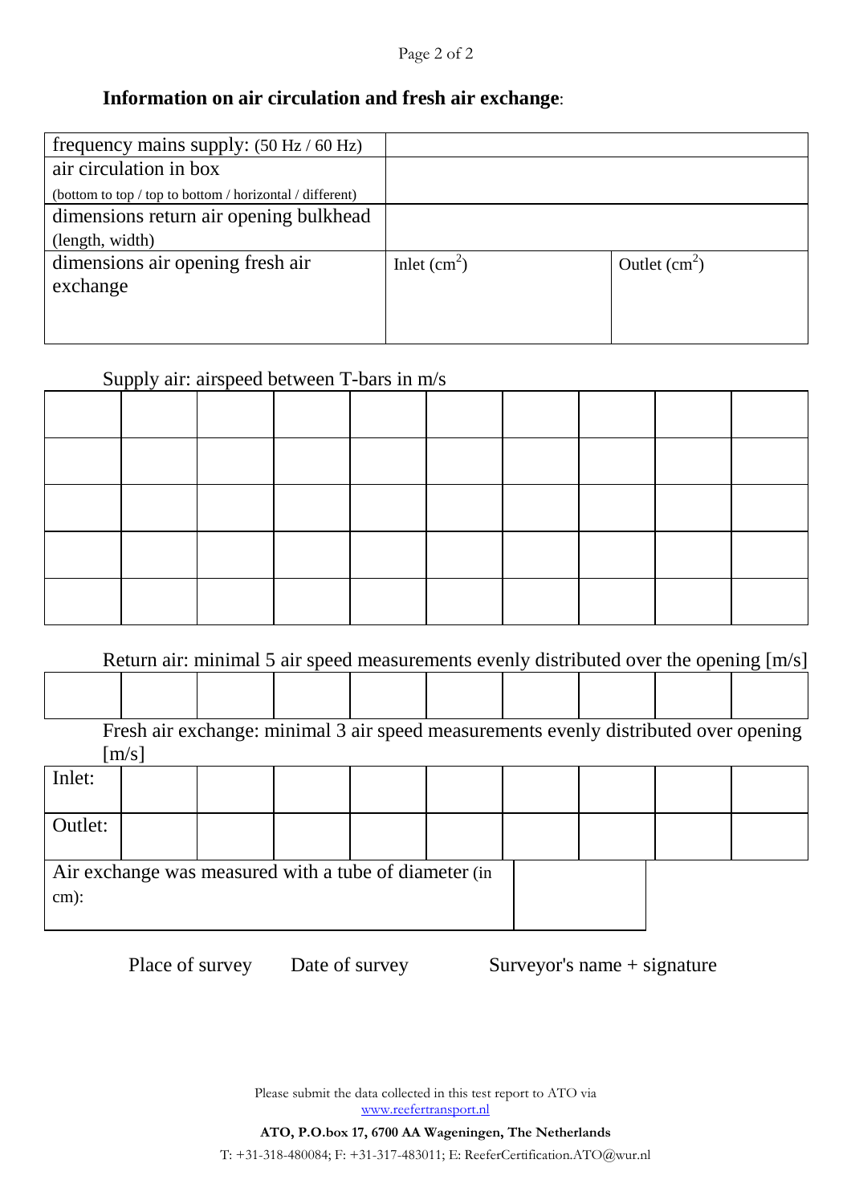**Information on air circulation and fresh air exchange**:

| | | |
|---|---|---|
| frequency mains supply: (50 Hz / 60 Hz) | | |
| air circulation in box (bottom to top / top to bottom / horizontal / different) | | |
| dimensions return air opening bulkhead (length, width) | | |
| dimensions air opening fresh air exchange | Inlet ($cm^2$) | Outlet ($cm^2$) |

Supply air: airspeed between T-bars in m/s

| | | | | | | | | | |
|---|---|---|---|---|---|---|---|---|---|
| | | | | | | | | | |
| | | | | | | | | | |
| | | | | | | | | | |
| | | | | | | | | | |
| | | | | | | | | | |

Return air: minimal 5 air speed measurements evenly distributed over the opening [m/s]

| | | | | | | | | | |
|---|---|---|---|---|---|---|---|---|---|
| | | | | | | | | | |

Fresh air exchange: minimal 3 air speed measurements evenly distributed over opening [m/s]

| | | | | | | | | | |
|---|---|---|---|---|---|---|---|---|---|
| Inlet: | | | | | | | | | |
| Outlet: | | | | | | | | | |

| | |
|---|---|
| Air exchange was measured with a tube of diameter (in cm): | |

Place of survey Date of survey Surveyor's name + signature

Please submit the data collected in this test report to ATO via www.reefertransport.nl

**ATO, P.O.box 17, 6700 AA Wageningen, The Netherlands**

T: +31-318-480084; F: +31-317-483011; E: ReeferCertification.ATO@wur.nl